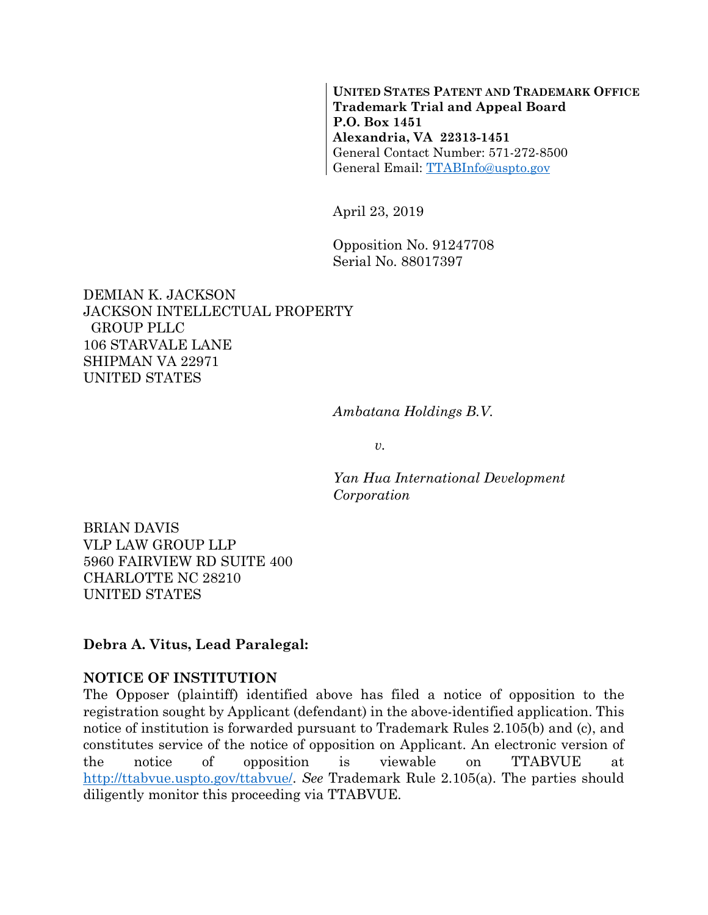**UNITED STATES PATENT AND TRADEMARK OFFICE**
**Trademark Trial and Appeal Board**
**P.O. Box 1451**
**Alexandria, VA 22313-1451**
General Contact Number: 571-272-8500
General Email: TTABInfo@uspto.gov

April 23, 2019

Opposition No. 91247708
Serial No. 88017397

DEMIAN K. JACKSON
JACKSON INTELLECTUAL PROPERTY
GROUP PLLC
106 STARVALE LANE
SHIPMAN VA 22971
UNITED STATES

*Ambatana Holdings B.V.*

*v.*

*Yan Hua International Development Corporation*

BRIAN DAVIS
VLP LAW GROUP LLP
5960 FAIRVIEW RD SUITE 400
CHARLOTTE NC 28210
UNITED STATES

**Debra A. Vitus, Lead Paralegal:**

**NOTICE OF INSTITUTION**

The Opposer (plaintiff) identified above has filed a notice of opposition to the registration sought by Applicant (defendant) in the above-identified application. This notice of institution is forwarded pursuant to Trademark Rules 2.105(b) and (c), and constitutes service of the notice of opposition on Applicant. An electronic version of the notice of opposition is viewable on TTABVUE at http://ttabvue.uspto.gov/ttabvue/. *See* Trademark Rule 2.105(a). The parties should diligently monitor this proceeding via TTABVUE.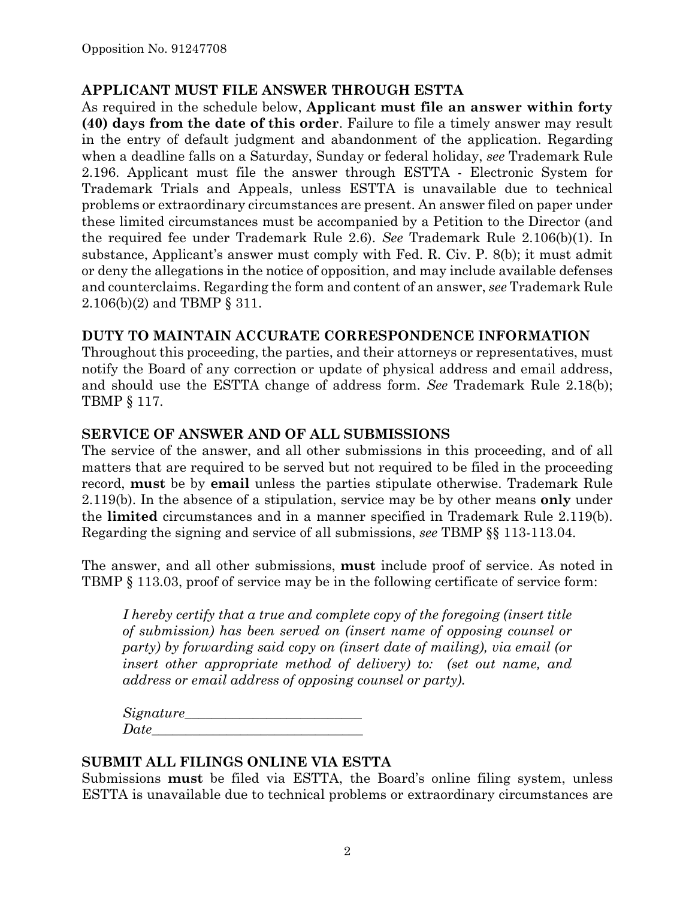## APPLICANT MUST FILE ANSWER THROUGH ESTTA

As required in the schedule below, **Applicant must file an answer within forty (40) days from the date of this order**. Failure to file a timely answer may result in the entry of default judgment and abandonment of the application. Regarding when a deadline falls on a Saturday, Sunday or federal holiday, *see* Trademark Rule 2.196. Applicant must file the answer through ESTTA - Electronic System for Trademark Trials and Appeals, unless ESTTA is unavailable due to technical problems or extraordinary circumstances are present. An answer filed on paper under these limited circumstances must be accompanied by a Petition to the Director (and the required fee under Trademark Rule 2.6). *See* Trademark Rule 2.106(b)(1). In substance, Applicant's answer must comply with Fed. R. Civ. P. 8(b); it must admit or deny the allegations in the notice of opposition, and may include available defenses and counterclaims. Regarding the form and content of an answer, *see* Trademark Rule 2.106(b)(2) and TBMP § 311.

## DUTY TO MAINTAIN ACCURATE CORRESPONDENCE INFORMATION

Throughout this proceeding, the parties, and their attorneys or representatives, must notify the Board of any correction or update of physical address and email address, and should use the ESTTA change of address form. *See* Trademark Rule 2.18(b); TBMP § 117.

## SERVICE OF ANSWER AND OF ALL SUBMISSIONS

The service of the answer, and all other submissions in this proceeding, and of all matters that are required to be served but not required to be filed in the proceeding record, **must** be by **email** unless the parties stipulate otherwise. Trademark Rule 2.119(b). In the absence of a stipulation, service may be by other means **only** under the **limited** circumstances and in a manner specified in Trademark Rule 2.119(b). Regarding the signing and service of all submissions, *see* TBMP §§ 113-113.04.

The answer, and all other submissions, **must** include proof of service. As noted in TBMP § 113.03, proof of service may be in the following certificate of service form:

> *I hereby certify that a true and complete copy of the foregoing (insert title of submission) has been served on (insert name of opposing counsel or party) by forwarding said copy on (insert date of mailing), via email (or insert other appropriate method of delivery) to: (set out name, and address or email address of opposing counsel or party).*
>
> *Signature*__________________________
> *Date*_______________________________

## SUBMIT ALL FILINGS ONLINE VIA ESTTA

Submissions **must** be filed via ESTTA, the Board's online filing system, unless ESTTA is unavailable due to technical problems or extraordinary circumstances are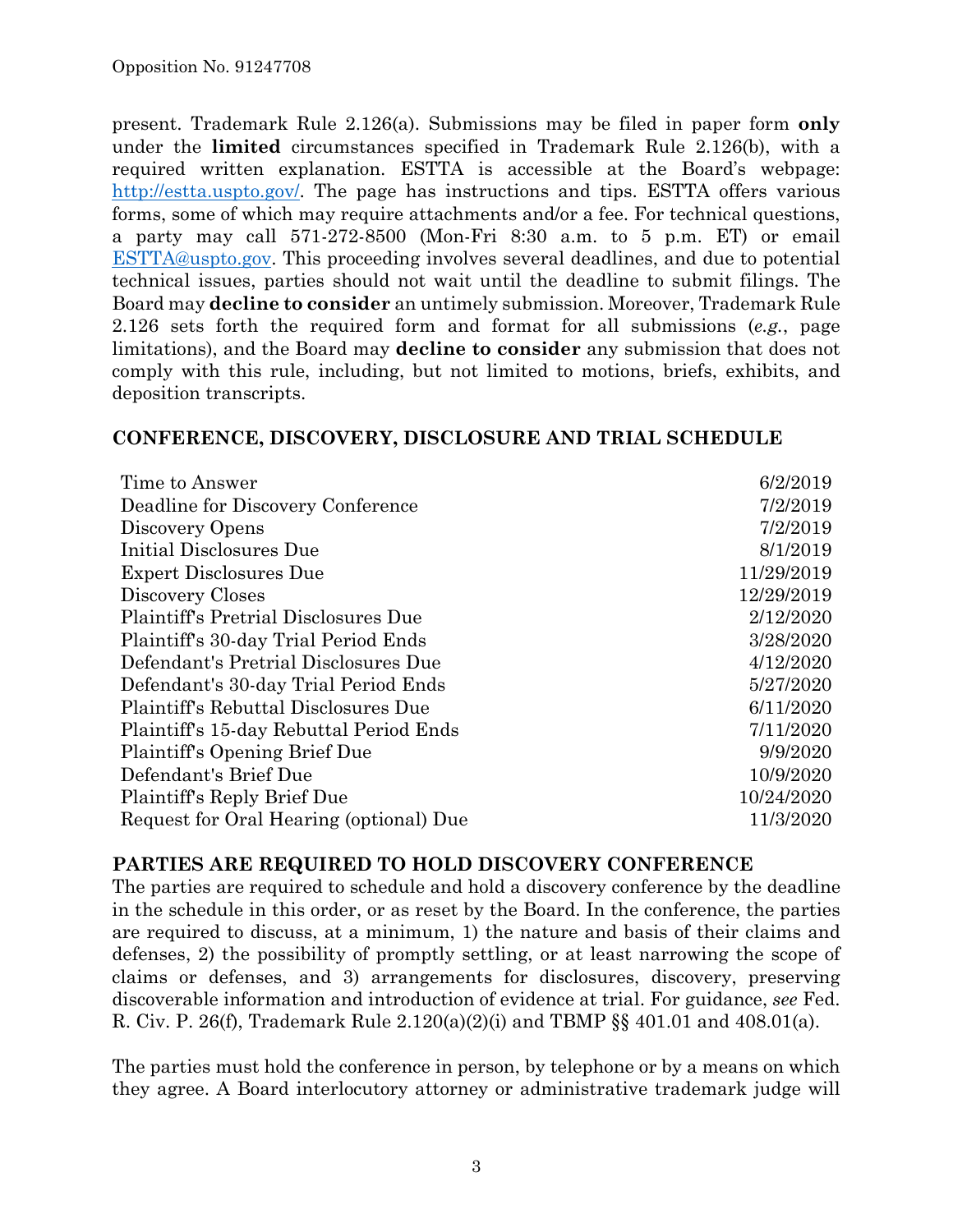present. Trademark Rule 2.126(a). Submissions may be filed in paper form **only** under the **limited** circumstances specified in Trademark Rule 2.126(b), with a required written explanation. ESTTA is accessible at the Board's webpage: http://estta.uspto.gov/. The page has instructions and tips. ESTTA offers various forms, some of which may require attachments and/or a fee. For technical questions, a party may call 571-272-8500 (Mon-Fri 8:30 a.m. to 5 p.m. ET) or email ESTTA@uspto.gov. This proceeding involves several deadlines, and due to potential technical issues, parties should not wait until the deadline to submit filings. The Board may **decline to consider** an untimely submission. Moreover, Trademark Rule 2.126 sets forth the required form and format for all submissions (*e.g.*, page limitations), and the Board may **decline to consider** any submission that does not comply with this rule, including, but not limited to, motions, briefs, exhibits, and deposition transcripts.

## CONFERENCE, DISCOVERY, DISCLOSURE AND TRIAL SCHEDULE

| | |
|---|---|
| Time to Answer | 6/2/2019 |
| Deadline for Discovery Conference | 7/2/2019 |
| Discovery Opens | 7/2/2019 |
| Initial Disclosures Due | 8/1/2019 |
| Expert Disclosures Due | 11/29/2019 |
| Discovery Closes | 12/29/2019 |
| Plaintiff's Pretrial Disclosures Due | 2/12/2020 |
| Plaintiff's 30-day Trial Period Ends | 3/28/2020 |
| Defendant's Pretrial Disclosures Due | 4/12/2020 |
| Defendant's 30-day Trial Period Ends | 5/27/2020 |
| Plaintiff's Rebuttal Disclosures Due | 6/11/2020 |
| Plaintiff's 15-day Rebuttal Period Ends | 7/11/2020 |
| Plaintiff's Opening Brief Due | 9/9/2020 |
| Defendant's Brief Due | 10/9/2020 |
| Plaintiff's Reply Brief Due | 10/24/2020 |
| Request for Oral Hearing (optional) Due | 11/3/2020 |

## PARTIES ARE REQUIRED TO HOLD DISCOVERY CONFERENCE

The parties are required to schedule and hold a discovery conference by the deadline in the schedule in this order, or as reset by the Board. In the conference, the parties are required to discuss, at a minimum, 1) the nature and basis of their claims and defenses, 2) the possibility of promptly settling, or at least narrowing the scope of claims or defenses, and 3) arrangements for disclosures, discovery, preserving discoverable information and introduction of evidence at trial. For guidance, *see* Fed. R. Civ. P. 26(f), Trademark Rule 2.120(a)(2)(i) and TBMP §§ 401.01 and 408.01(a).

The parties must hold the conference in person, by telephone or by a means on which they agree. A Board interlocutory attorney or administrative trademark judge will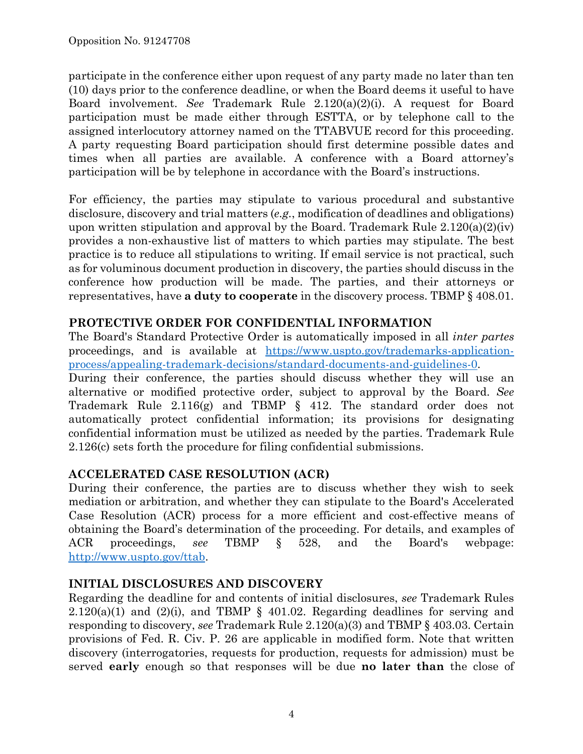participate in the conference either upon request of any party made no later than ten (10) days prior to the conference deadline, or when the Board deems it useful to have Board involvement. *See* Trademark Rule 2.120(a)(2)(i). A request for Board participation must be made either through ESTTA, or by telephone call to the assigned interlocutory attorney named on the TTABVUE record for this proceeding. A party requesting Board participation should first determine possible dates and times when all parties are available. A conference with a Board attorney's participation will be by telephone in accordance with the Board's instructions.

For efficiency, the parties may stipulate to various procedural and substantive disclosure, discovery and trial matters (*e.g.*, modification of deadlines and obligations) upon written stipulation and approval by the Board. Trademark Rule 2.120(a)(2)(iv) provides a non-exhaustive list of matters to which parties may stipulate. The best practice is to reduce all stipulations to writing. If email service is not practical, such as for voluminous document production in discovery, the parties should discuss in the conference how production will be made. The parties, and their attorneys or representatives, have **a duty to cooperate** in the discovery process. TBMP § 408.01.

## PROTECTIVE ORDER FOR CONFIDENTIAL INFORMATION

The Board's Standard Protective Order is automatically imposed in all *inter partes* proceedings, and is available at [https://www.uspto.gov/trademarks-application-process/appealing-trademark-decisions/standard-documents-and-guidelines-0](https://www.uspto.gov/trademarks-application-process/appealing-trademark-decisions/standard-documents-and-guidelines-0).
During their conference, the parties should discuss whether they will use an alternative or modified protective order, subject to approval by the Board. *See* Trademark Rule 2.116(g) and TBMP § 412. The standard order does not automatically protect confidential information; its provisions for designating confidential information must be utilized as needed by the parties. Trademark Rule 2.126(c) sets forth the procedure for filing confidential submissions.

## ACCELERATED CASE RESOLUTION (ACR)

During their conference, the parties are to discuss whether they wish to seek mediation or arbitration, and whether they can stipulate to the Board's Accelerated Case Resolution (ACR) process for a more efficient and cost-effective means of obtaining the Board's determination of the proceeding. For details, and examples of ACR proceedings, *see* TBMP § 528, and the Board's webpage: [http://www.uspto.gov/ttab](http://www.uspto.gov/ttab).

## INITIAL DISCLOSURES AND DISCOVERY

Regarding the deadline for and contents of initial disclosures, *see* Trademark Rules 2.120(a)(1) and (2)(i), and TBMP § 401.02. Regarding deadlines for serving and responding to discovery, *see* Trademark Rule 2.120(a)(3) and TBMP § 403.03. Certain provisions of Fed. R. Civ. P. 26 are applicable in modified form. Note that written discovery (interrogatories, requests for production, requests for admission) must be served **early** enough so that responses will be due **no later than** the close of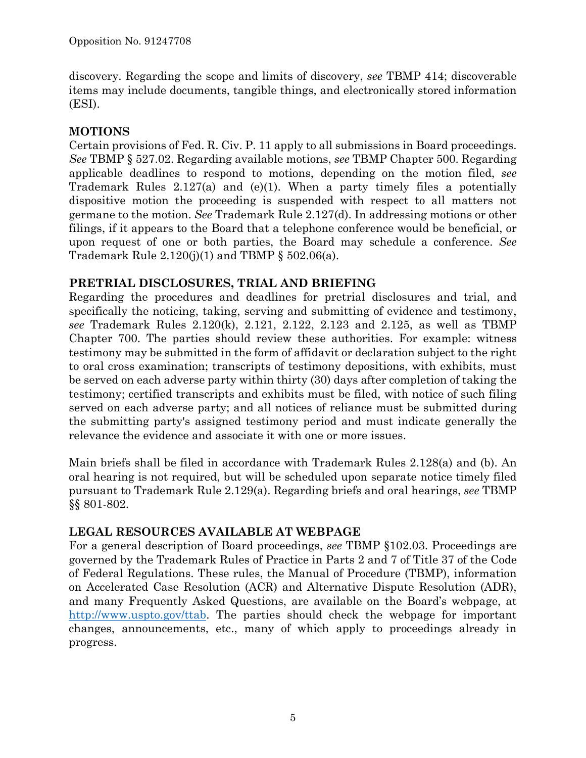discovery. Regarding the scope and limits of discovery, *see* TBMP 414; discoverable items may include documents, tangible things, and electronically stored information (ESI).

## MOTIONS

Certain provisions of Fed. R. Civ. P. 11 apply to all submissions in Board proceedings. *See* TBMP § 527.02. Regarding available motions, *see* TBMP Chapter 500. Regarding applicable deadlines to respond to motions, depending on the motion filed, *see* Trademark Rules 2.127(a) and (e)(1). When a party timely files a potentially dispositive motion the proceeding is suspended with respect to all matters not germane to the motion. *See* Trademark Rule 2.127(d). In addressing motions or other filings, if it appears to the Board that a telephone conference would be beneficial, or upon request of one or both parties, the Board may schedule a conference. *See* Trademark Rule 2.120(j)(1) and TBMP § 502.06(a).

## PRETRIAL DISCLOSURES, TRIAL AND BRIEFING

Regarding the procedures and deadlines for pretrial disclosures and trial, and specifically the noticing, taking, serving and submitting of evidence and testimony, *see* Trademark Rules 2.120(k), 2.121, 2.122, 2.123 and 2.125, as well as TBMP Chapter 700. The parties should review these authorities. For example: witness testimony may be submitted in the form of affidavit or declaration subject to the right to oral cross examination; transcripts of testimony depositions, with exhibits, must be served on each adverse party within thirty (30) days after completion of taking the testimony; certified transcripts and exhibits must be filed, with notice of such filing served on each adverse party; and all notices of reliance must be submitted during the submitting party's assigned testimony period and must indicate generally the relevance the evidence and associate it with one or more issues.

Main briefs shall be filed in accordance with Trademark Rules 2.128(a) and (b). An oral hearing is not required, but will be scheduled upon separate notice timely filed pursuant to Trademark Rule 2.129(a). Regarding briefs and oral hearings, *see* TBMP §§ 801-802.

## LEGAL RESOURCES AVAILABLE AT WEBPAGE

For a general description of Board proceedings, *see* TBMP §102.03. Proceedings are governed by the Trademark Rules of Practice in Parts 2 and 7 of Title 37 of the Code of Federal Regulations. These rules, the Manual of Procedure (TBMP), information on Accelerated Case Resolution (ACR) and Alternative Dispute Resolution (ADR), and many Frequently Asked Questions, are available on the Board's webpage, at [http://www.uspto.gov/ttab](http://www.uspto.gov/ttab). The parties should check the webpage for important changes, announcements, etc., many of which apply to proceedings already in progress.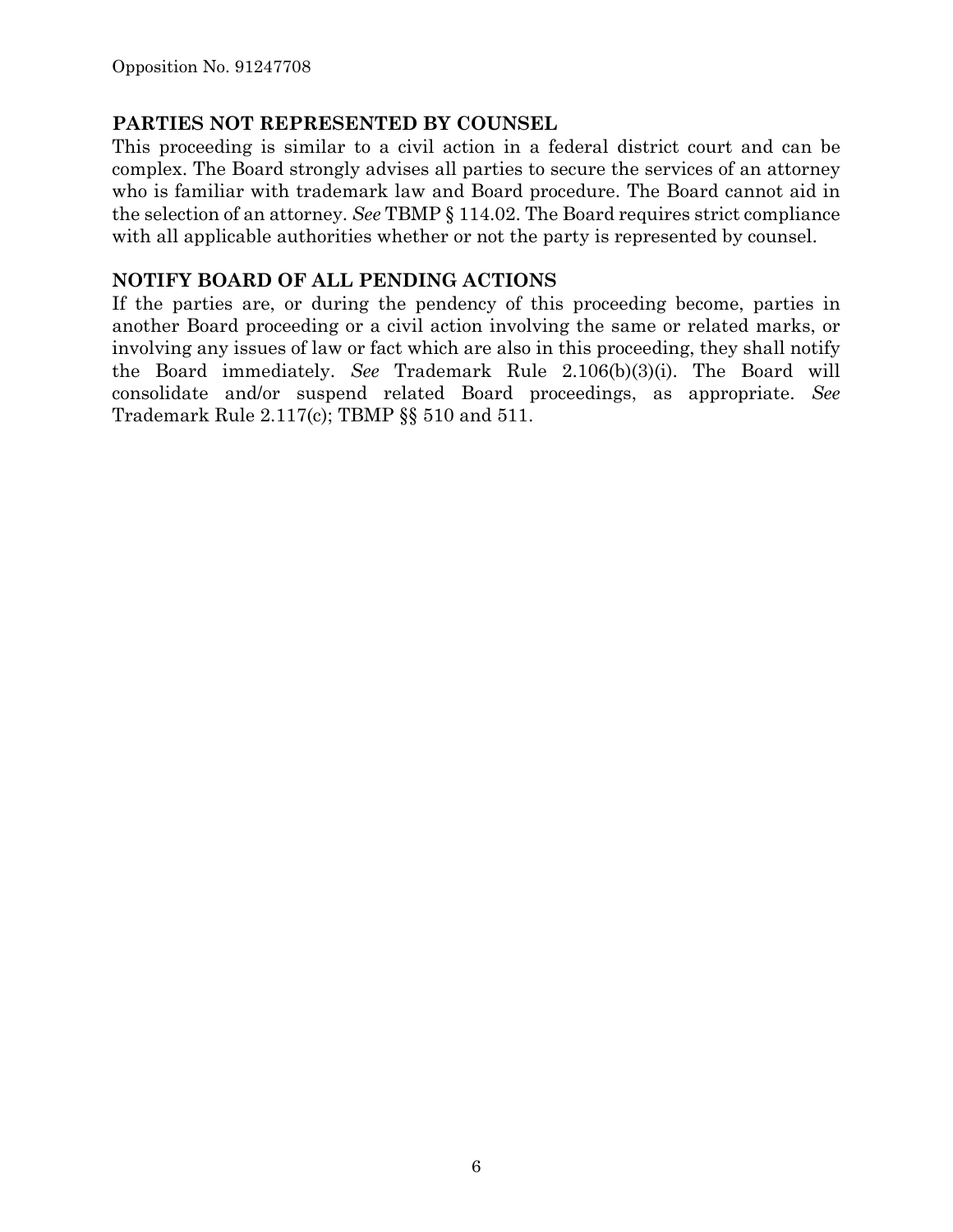## PARTIES NOT REPRESENTED BY COUNSEL

This proceeding is similar to a civil action in a federal district court and can be complex. The Board strongly advises all parties to secure the services of an attorney who is familiar with trademark law and Board procedure. The Board cannot aid in the selection of an attorney. *See* TBMP § 114.02. The Board requires strict compliance with all applicable authorities whether or not the party is represented by counsel.

## NOTIFY BOARD OF ALL PENDING ACTIONS

If the parties are, or during the pendency of this proceeding become, parties in another Board proceeding or a civil action involving the same or related marks, or involving any issues of law or fact which are also in this proceeding, they shall notify the Board immediately. *See* Trademark Rule 2.106(b)(3)(i). The Board will consolidate and/or suspend related Board proceedings, as appropriate. *See* Trademark Rule 2.117(c); TBMP §§ 510 and 511.